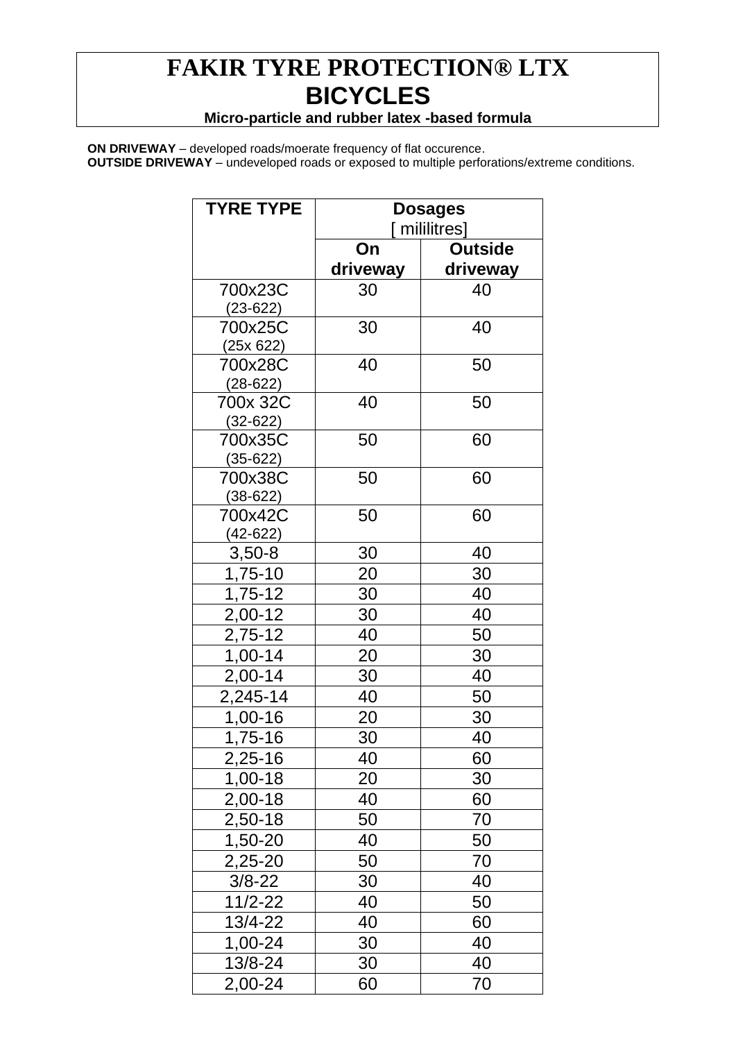# FAKIR TYRE PROTECTION® LTX BICYCLES

**Micro-particle and rubber latex -based formula**

**ON DRIVEWAY** – developed roads/moerate frequency of flat occurence.
**OUTSIDE DRIVEWAY** – undeveloped roads or exposed to multiple perforations/extreme conditions.

| TYRE TYPE | Dosages [ mililitres] | |
|---|---|---|
| | **On driveway** | **Outside driveway** |
| 700x23C (23-622) | 30 | 40 |
| 700x25C (25x 622) | 30 | 40 |
| 700x28C (28-622) | 40 | 50 |
| 700x 32C (32-622) | 40 | 50 |
| 700x35C (35-622) | 50 | 60 |
| 700x38C (38-622) | 50 | 60 |
| 700x42C (42-622) | 50 | 60 |
| 3,50-8 | 30 | 40 |
| 1,75-10 | 20 | 30 |
| 1,75-12 | 30 | 40 |
| 2,00-12 | 30 | 40 |
| 2,75-12 | 40 | 50 |
| 1,00-14 | 20 | 30 |
| 2,00-14 | 30 | 40 |
| 2,245-14 | 40 | 50 |
| 1,00-16 | 20 | 30 |
| 1,75-16 | 30 | 40 |
| 2,25-16 | 40 | 60 |
| 1,00-18 | 20 | 30 |
| 2,00-18 | 40 | 60 |
| 2,50-18 | 50 | 70 |
| 1,50-20 | 40 | 50 |
| 2,25-20 | 50 | 70 |
| 3/8-22 | 30 | 40 |
| 11/2-22 | 40 | 50 |
| 13/4-22 | 40 | 60 |
| 1,00-24 | 30 | 40 |
| 13/8-24 | 30 | 40 |
| 2,00-24 | 60 | 70 |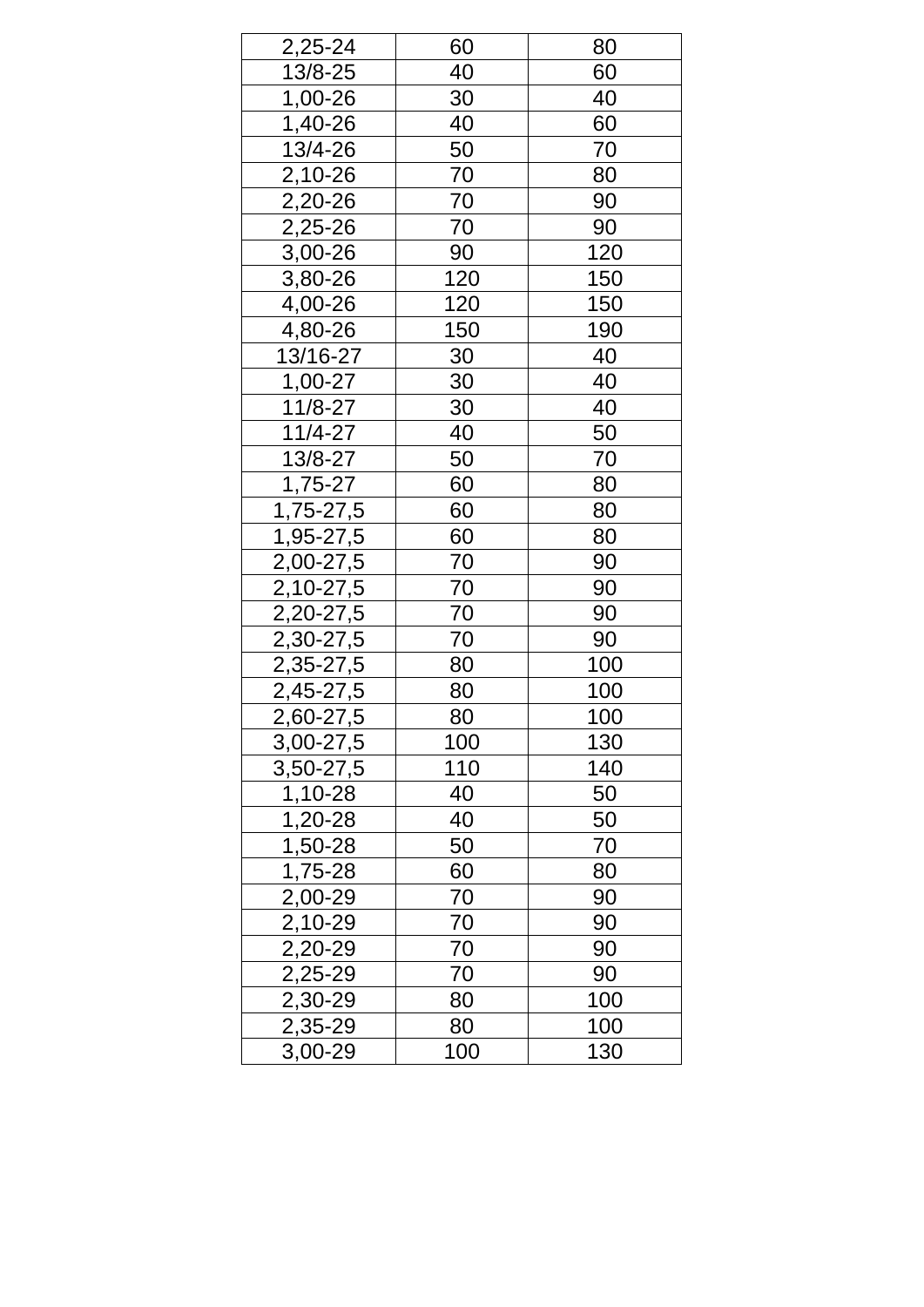| | | |
|---|---|---|
| 2,25-24 | 60 | 80 |
| 13/8-25 | 40 | 60 |
| 1,00-26 | 30 | 40 |
| 1,40-26 | 40 | 60 |
| 13/4-26 | 50 | 70 |
| 2,10-26 | 70 | 80 |
| 2,20-26 | 70 | 90 |
| 2,25-26 | 70 | 90 |
| 3,00-26 | 90 | 120 |
| 3,80-26 | 120 | 150 |
| 4,00-26 | 120 | 150 |
| 4,80-26 | 150 | 190 |
| 13/16-27 | 30 | 40 |
| 1,00-27 | 30 | 40 |
| 11/8-27 | 30 | 40 |
| 11/4-27 | 40 | 50 |
| 13/8-27 | 50 | 70 |
| 1,75-27 | 60 | 80 |
| 1,75-27,5 | 60 | 80 |
| 1,95-27,5 | 60 | 80 |
| 2,00-27,5 | 70 | 90 |
| 2,10-27,5 | 70 | 90 |
| 2,20-27,5 | 70 | 90 |
| 2,30-27,5 | 70 | 90 |
| 2,35-27,5 | 80 | 100 |
| 2,45-27,5 | 80 | 100 |
| 2,60-27,5 | 80 | 100 |
| 3,00-27,5 | 100 | 130 |
| 3,50-27,5 | 110 | 140 |
| 1,10-28 | 40 | 50 |
| 1,20-28 | 40 | 50 |
| 1,50-28 | 50 | 70 |
| 1,75-28 | 60 | 80 |
| 2,00-29 | 70 | 90 |
| 2,10-29 | 70 | 90 |
| 2,20-29 | 70 | 90 |
| 2,25-29 | 70 | 90 |
| 2,30-29 | 80 | 100 |
| 2,35-29 | 80 | 100 |
| 3,00-29 | 100 | 130 |